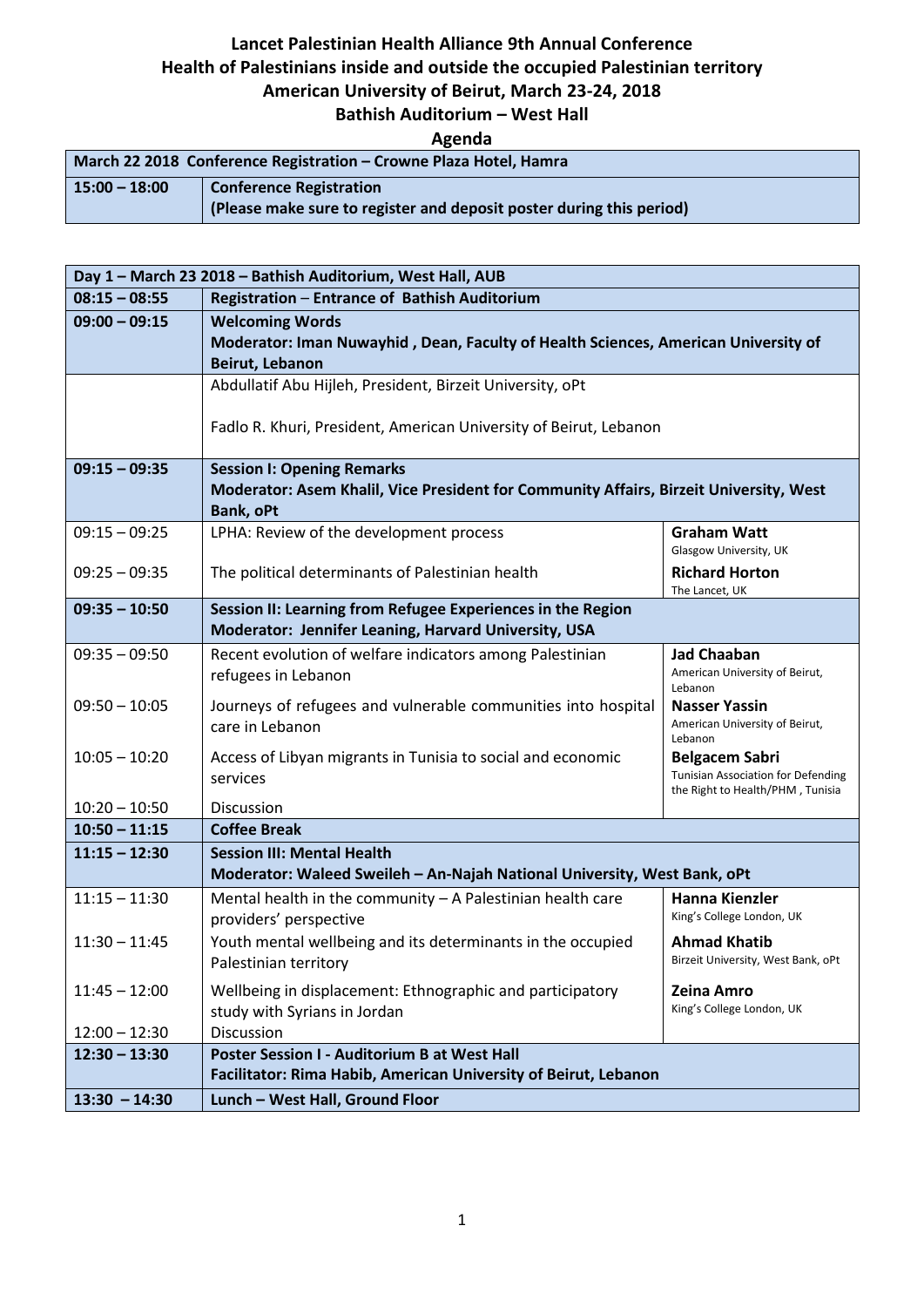# Lancet Palestinian Health Alliance 9th Annual Conference

## Health of Palestinians inside and outside the occupied Palestinian territory

## American University of Beirut, March 23-24, 2018

## Bathish Auditorium – West Hall

## Agenda

| March 22 2018 Conference Registration – Crowne Plaza Hotel, Hamra | |
|---|---|
| **15:00 – 18:00** | **Conference Registration**<br>**(Please make sure to register and deposit poster during this period)** |

| Day 1 – March 23 2018 – Bathish Auditorium, West Hall, AUB | | |
|---|---|---|
| **08:15 – 08:55** | **Registration – Entrance of Bathish Auditorium** | |
| **09:00 – 09:15** | **Welcoming Words**<br>**Moderator: Iman Nuwayhid , Dean, Faculty of Health Sciences, American University of Beirut, Lebanon** | |
| | Abdullatif Abu Hijleh, President, Birzeit University, oPt<br><br>Fadlo R. Khuri, President, American University of Beirut, Lebanon | |
| **09:15 – 09:35** | **Session I: Opening Remarks**<br>**Moderator: Asem Khalil, Vice President for Community Affairs, Birzeit University, West Bank, oPt** | |
| 09:15 – 09:25 | LPHA: Review of the development process | **Graham Watt**<br>Glasgow University, UK |
| 09:25 – 09:35 | The political determinants of Palestinian health | **Richard Horton**<br>The Lancet, UK |
| **09:35 – 10:50** | **Session II: Learning from Refugee Experiences in the Region**<br>**Moderator: Jennifer Leaning, Harvard University, USA** | |
| 09:35 – 09:50 | Recent evolution of welfare indicators among Palestinian refugees in Lebanon | **Jad Chaaban**<br>American University of Beirut, Lebanon |
| 09:50 – 10:05 | Journeys of refugees and vulnerable communities into hospital care in Lebanon | **Nasser Yassin**<br>American University of Beirut, Lebanon |
| 10:05 – 10:20 | Access of Libyan migrants in Tunisia to social and economic services | **Belgacem Sabri**<br>Tunisian Association for Defending the Right to Health/PHM , Tunisia |
| 10:20 – 10:50 | Discussion | |
| **10:50 – 11:15** | **Coffee Break** | |
| **11:15 – 12:30** | **Session III: Mental Health**<br>**Moderator: Waleed Sweileh – An-Najah National University, West Bank, oPt** | |
| 11:15 – 11:30 | Mental health in the community – A Palestinian health care providers' perspective | **Hanna Kienzler**<br>King's College London, UK |
| 11:30 – 11:45 | Youth mental wellbeing and its determinants in the occupied Palestinian territory | **Ahmad Khatib**<br>Birzeit University, West Bank, oPt |
| 11:45 – 12:00 | Wellbeing in displacement: Ethnographic and participatory study with Syrians in Jordan | **Zeina Amro**<br>King's College London, UK |
| 12:00 – 12:30 | Discussion | |
| **12:30 – 13:30** | **Poster Session I - Auditorium B at West Hall**<br>**Facilitator: Rima Habib, American University of Beirut, Lebanon** | |
| **13:30 – 14:30** | **Lunch – West Hall, Ground Floor** | |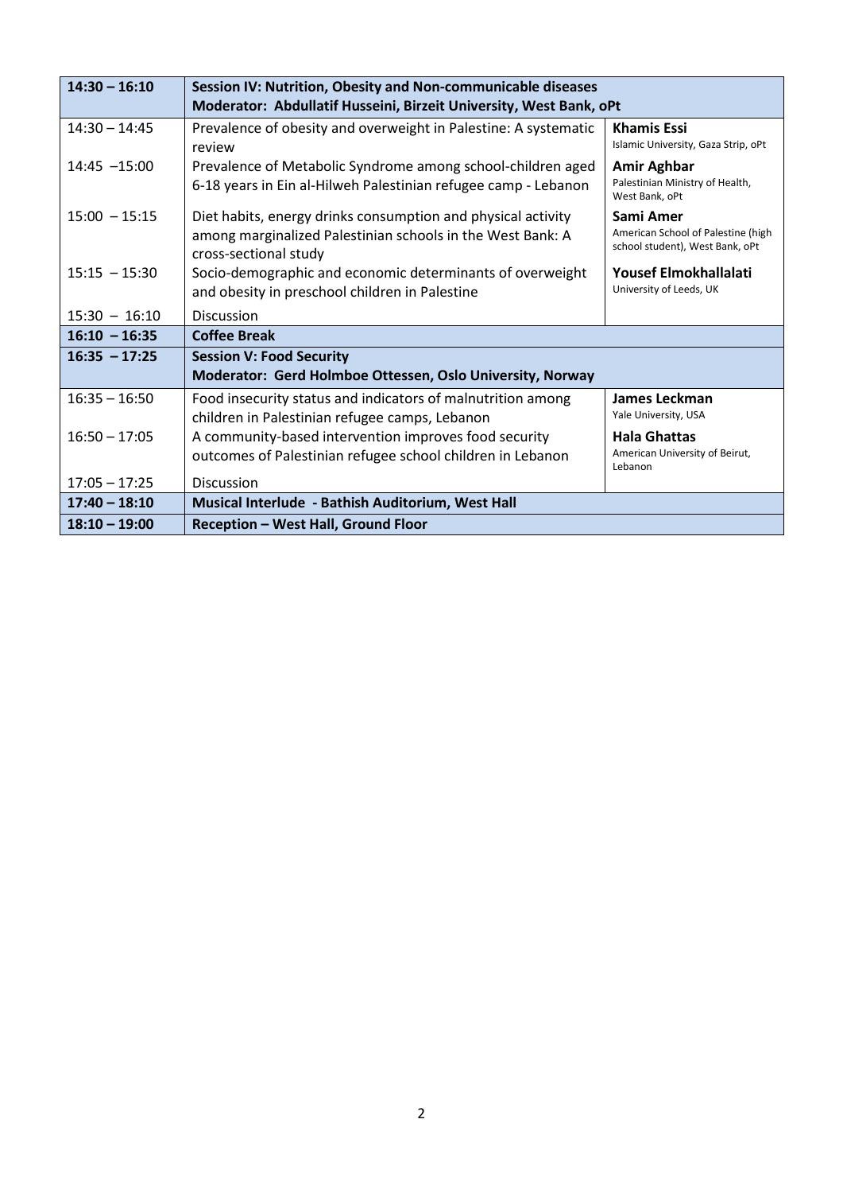| **14:30 – 16:10** | **Session IV: Nutrition, Obesity and Non-communicable diseases**<br>**Moderator: Abdullatif Husseini, Birzeit University, West Bank, oPt** | |
|---|---|---|
| 14:30 – 14:45 | Prevalence of obesity and overweight in Palestine: A systematic review | **Khamis Essi**<br>Islamic University, Gaza Strip, oPt |
| 14:45 –15:00 | Prevalence of Metabolic Syndrome among school-children aged 6-18 years in Ein al-Hilweh Palestinian refugee camp - Lebanon | **Amir Aghbar**<br>Palestinian Ministry of Health, West Bank, oPt |
| 15:00 – 15:15 | Diet habits, energy drinks consumption and physical activity among marginalized Palestinian schools in the West Bank: A cross-sectional study | **Sami Amer**<br>American School of Palestine (high school student), West Bank, oPt |
| 15:15 – 15:30 | Socio-demographic and economic determinants of overweight and obesity in preschool children in Palestine | **Yousef Elmokhallalati**<br>University of Leeds, UK |
| 15:30 – 16:10 | Discussion | |
| **16:10 – 16:35** | **Coffee Break** | |
| **16:35 – 17:25** | **Session V: Food Security**<br>**Moderator: Gerd Holmboe Ottessen, Oslo University, Norway** | |
| 16:35 – 16:50 | Food insecurity status and indicators of malnutrition among children in Palestinian refugee camps, Lebanon | **James Leckman**<br>Yale University, USA |
| 16:50 – 17:05 | A community-based intervention improves food security outcomes of Palestinian refugee school children in Lebanon | **Hala Ghattas**<br>American University of Beirut, Lebanon |
| 17:05 – 17:25 | Discussion | |
| **17:40 – 18:10** | **Musical Interlude - Bathish Auditorium, West Hall** | |
| **18:10 – 19:00** | **Reception – West Hall, Ground Floor** | |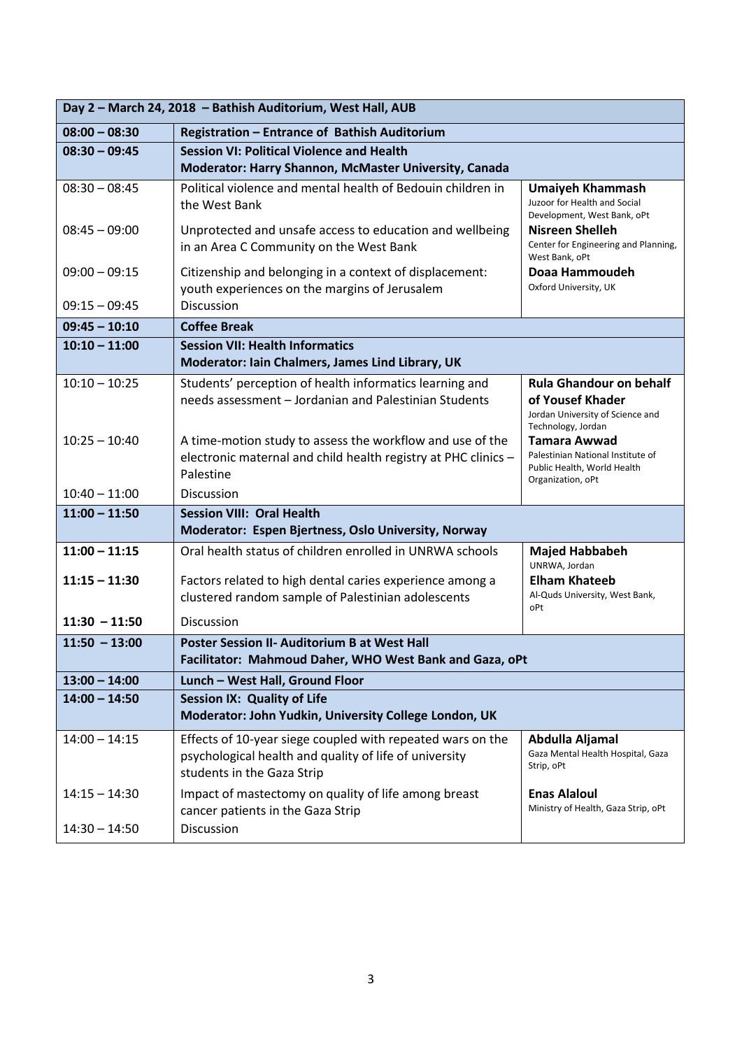| Day 2 – March 24, 2018 – Bathish Auditorium, West Hall, AUB | | |
|---|---|---|
| **08:00 – 08:30** | **Registration – Entrance of Bathish Auditorium** | |
| **08:30 – 09:45** | **Session VI: Political Violence and Health**<br>**Moderator: Harry Shannon, McMaster University, Canada** | |
| 08:30 – 08:45 | Political violence and mental health of Bedouin children in the West Bank | **Umaiyeh Khammash**<br>Juzoor for Health and Social Development, West Bank, oPt |
| 08:45 – 09:00 | Unprotected and unsafe access to education and wellbeing in an Area C Community on the West Bank | **Nisreen Shelleh**<br>Center for Engineering and Planning, West Bank, oPt |
| 09:00 – 09:15 | Citizenship and belonging in a context of displacement: youth experiences on the margins of Jerusalem | **Doaa Hammoudeh**<br>Oxford University, UK |
| 09:15 – 09:45 | Discussion | |
| **09:45 – 10:10** | **Coffee Break** | |
| **10:10 – 11:00** | **Session VII: Health Informatics**<br>**Moderator: Iain Chalmers, James Lind Library, UK** | |
| 10:10 – 10:25 | Students' perception of health informatics learning and needs assessment – Jordanian and Palestinian Students | **Rula Ghandour on behalf of Yousef Khader**<br>Jordan University of Science and Technology, Jordan |
| 10:25 – 10:40 | A time-motion study to assess the workflow and use of the electronic maternal and child health registry at PHC clinics – Palestine | **Tamara Awwad**<br>Palestinian National Institute of Public Health, World Health Organization, oPt |
| 10:40 – 11:00 | Discussion | |
| **11:00 – 11:50** | **Session VIII: Oral Health**<br>**Moderator: Espen Bjertness, Oslo University, Norway** | |
| **11:00 – 11:15** | Oral health status of children enrolled in UNRWA schools | **Majed Habbabeh**<br>UNRWA, Jordan |
| **11:15 – 11:30** | Factors related to high dental caries experience among a clustered random sample of Palestinian adolescents | **Elham Khateeb**<br>Al-Quds University, West Bank, oPt |
| **11:30 – 11:50** | Discussion | |
| **11:50 – 13:00** | **Poster Session II- Auditorium B at West Hall**<br>**Facilitator: Mahmoud Daher, WHO West Bank and Gaza, oPt** | |
| **13:00 – 14:00** | **Lunch – West Hall, Ground Floor** | |
| **14:00 – 14:50** | **Session IX: Quality of Life**<br>**Moderator: John Yudkin, University College London, UK** | |
| 14:00 – 14:15 | Effects of 10-year siege coupled with repeated wars on the psychological health and quality of life of university students in the Gaza Strip | **Abdulla Aljamal**<br>Gaza Mental Health Hospital, Gaza Strip, oPt |
| 14:15 – 14:30 | Impact of mastectomy on quality of life among breast cancer patients in the Gaza Strip | **Enas Alaloul**<br>Ministry of Health, Gaza Strip, oPt |
| 14:30 – 14:50 | Discussion | |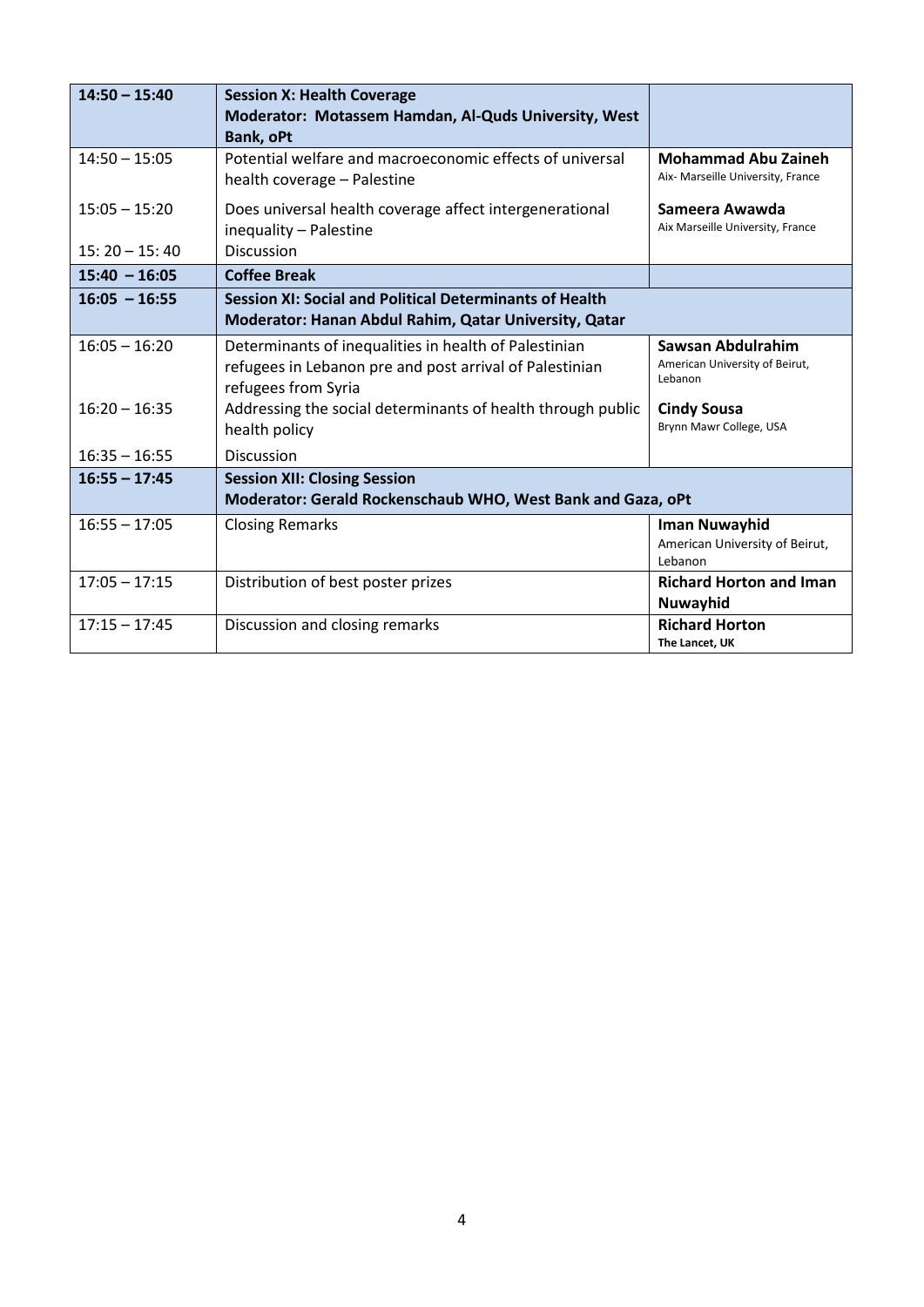| | | |
|---|---|---|
| **14:50 – 15:40** | **Session X: Health Coverage**<br>**Moderator: Motassem Hamdan, Al-Quds University, West Bank, oPt** | |
| 14:50 – 15:05 | Potential welfare and macroeconomic effects of universal health coverage – Palestine | **Mohammad Abu Zaineh**<br>Aix- Marseille University, France |
| 15:05 – 15:20 | Does universal health coverage affect intergenerational inequality – Palestine | **Sameera Awawda**<br>Aix Marseille University, France |
| 15: 20 – 15: 40 | Discussion | |
| **15:40 – 16:05** | **Coffee Break** | |
| **16:05 – 16:55** | **Session XI: Social and Political Determinants of Health**<br>**Moderator: Hanan Abdul Rahim, Qatar University, Qatar** | |
| 16:05 – 16:20 | Determinants of inequalities in health of Palestinian refugees in Lebanon pre and post arrival of Palestinian refugees from Syria | **Sawsan Abdulrahim**<br>American University of Beirut, Lebanon |
| 16:20 – 16:35 | Addressing the social determinants of health through public health policy | **Cindy Sousa**<br>Brynn Mawr College, USA |
| 16:35 – 16:55 | Discussion | |
| **16:55 – 17:45** | **Session XII: Closing Session**<br>**Moderator: Gerald Rockenschaub WHO, West Bank and Gaza, oPt** | |
| 16:55 – 17:05 | Closing Remarks | **Iman Nuwayhid**<br>American University of Beirut, Lebanon |
| 17:05 – 17:15 | Distribution of best poster prizes | **Richard Horton and Iman Nuwayhid** |
| 17:15 – 17:45 | Discussion and closing remarks | **Richard Horton**<br>**The Lancet, UK** |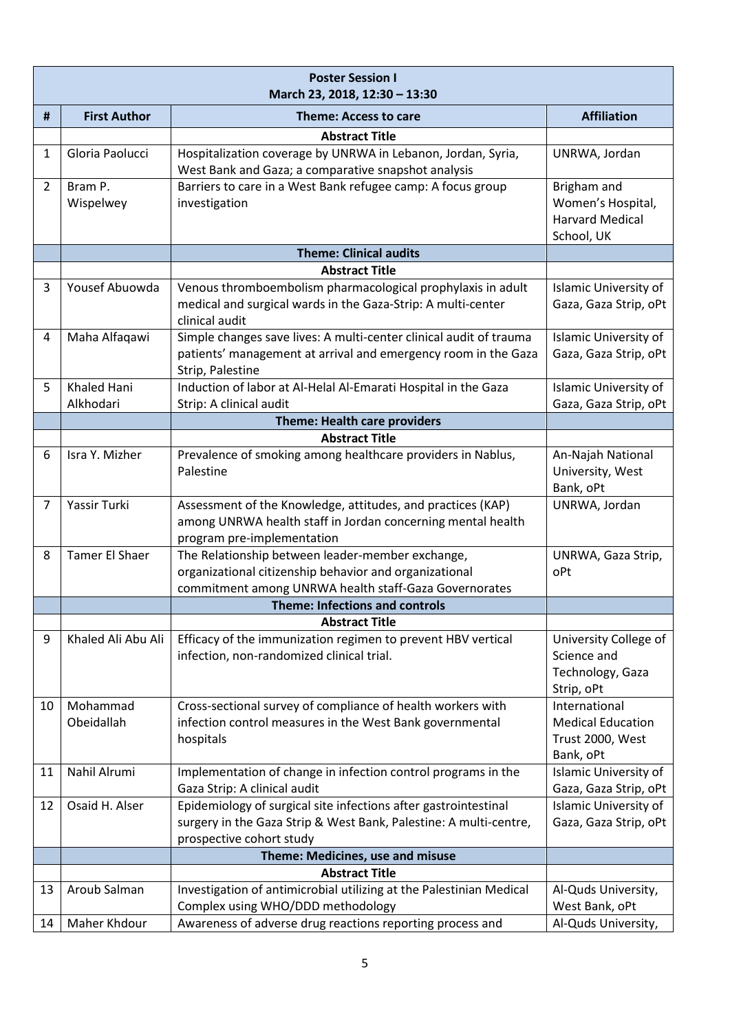| **Poster Session I March 23, 2018, 12:30 – 13:30** | | | |
|---|---|---|---|
| **#** | **First Author** | **Theme: Access to care** | **Affiliation** |
| | | **Abstract Title** | |
| 1 | Gloria Paolucci | Hospitalization coverage by UNRWA in Lebanon, Jordan, Syria, West Bank and Gaza; a comparative snapshot analysis | UNRWA, Jordan |
| 2 | Bram P. Wispelwey | Barriers to care in a West Bank refugee camp: A focus group investigation | Brigham and Women's Hospital, Harvard Medical School, UK |
| | | **Theme: Clinical audits** | |
| | | **Abstract Title** | |
| 3 | Yousef Abuowda | Venous thromboembolism pharmacological prophylaxis in adult medical and surgical wards in the Gaza-Strip: A multi-center clinical audit | Islamic University of Gaza, Gaza Strip, oPt |
| 4 | Maha Alfaqawi | Simple changes save lives: A multi-center clinical audit of trauma patients' management at arrival and emergency room in the Gaza Strip, Palestine | Islamic University of Gaza, Gaza Strip, oPt |
| 5 | Khaled Hani Alkhodari | Induction of labor at Al-Helal Al-Emarati Hospital in the Gaza Strip: A clinical audit | Islamic University of Gaza, Gaza Strip, oPt |
| | | **Theme: Health care providers** | |
| | | **Abstract Title** | |
| 6 | Isra Y. Mizher | Prevalence of smoking among healthcare providers in Nablus, Palestine | An-Najah National University, West Bank, oPt |
| 7 | Yassir Turki | Assessment of the Knowledge, attitudes, and practices (KAP) among UNRWA health staff in Jordan concerning mental health program pre-implementation | UNRWA, Jordan |
| 8 | Tamer El Shaer | The Relationship between leader-member exchange, organizational citizenship behavior and organizational commitment among UNRWA health staff-Gaza Governorates | UNRWA, Gaza Strip, oPt |
| | | **Theme: Infections and controls** | |
| | | **Abstract Title** | |
| 9 | Khaled Ali Abu Ali | Efficacy of the immunization regimen to prevent HBV vertical infection, non-randomized clinical trial. | University College of Science and Technology, Gaza Strip, oPt |
| 10 | Mohammad Obeidallah | Cross-sectional survey of compliance of health workers with infection control measures in the West Bank governmental hospitals | International Medical Education Trust 2000, West Bank, oPt |
| 11 | Nahil Alrumi | Implementation of change in infection control programs in the Gaza Strip: A clinical audit | Islamic University of Gaza, Gaza Strip, oPt |
| 12 | Osaid H. Alser | Epidemiology of surgical site infections after gastrointestinal surgery in the Gaza Strip & West Bank, Palestine: A multi-centre, prospective cohort study | Islamic University of Gaza, Gaza Strip, oPt |
| | | **Theme: Medicines, use and misuse** | |
| | | **Abstract Title** | |
| 13 | Aroub Salman | Investigation of antimicrobial utilizing at the Palestinian Medical Complex using WHO/DDD methodology | Al-Quds University, West Bank, oPt |
| 14 | Maher Khdour | Awareness of adverse drug reactions reporting process and | Al-Quds University, |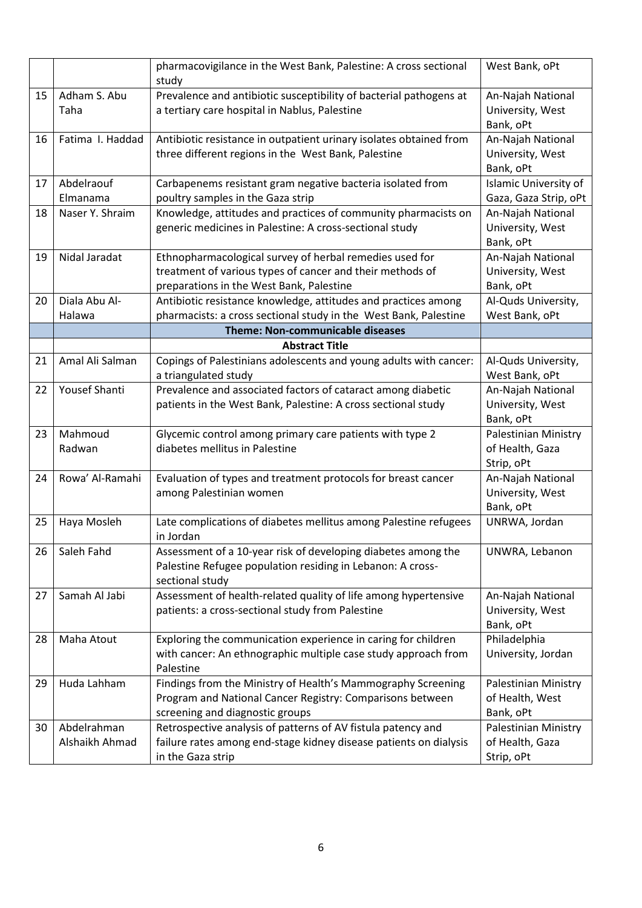|  |  | pharmacovigilance in the West Bank, Palestine: A cross sectional study | West Bank, oPt |
|---|---|---|---|
| 15 | Adham S. Abu Taha | Prevalence and antibiotic susceptibility of bacterial pathogens at a tertiary care hospital in Nablus, Palestine | An-Najah National University, West Bank, oPt |
| 16 | Fatima I. Haddad | Antibiotic resistance in outpatient urinary isolates obtained from three different regions in the West Bank, Palestine | An-Najah National University, West Bank, oPt |
| 17 | Abdelraouf Elmanama | Carbapenems resistant gram negative bacteria isolated from poultry samples in the Gaza strip | Islamic University of Gaza, Gaza Strip, oPt |
| 18 | Naser Y. Shraim | Knowledge, attitudes and practices of community pharmacists on generic medicines in Palestine: A cross-sectional study | An-Najah National University, West Bank, oPt |
| 19 | Nidal Jaradat | Ethnopharmacological survey of herbal remedies used for treatment of various types of cancer and their methods of preparations in the West Bank, Palestine | An-Najah National University, West Bank, oPt |
| 20 | Diala Abu Al-Halawa | Antibiotic resistance knowledge, attitudes and practices among pharmacists: a cross sectional study in the West Bank, Palestine | Al-Quds University, West Bank, oPt |
|  |  | **Theme: Non-communicable diseases** |  |
|  |  | **Abstract Title** |  |
| 21 | Amal Ali Salman | Copings of Palestinians adolescents and young adults with cancer: a triangulated study | Al-Quds University, West Bank, oPt |
| 22 | Yousef Shanti | Prevalence and associated factors of cataract among diabetic patients in the West Bank, Palestine: A cross sectional study | An-Najah National University, West Bank, oPt |
| 23 | Mahmoud Radwan | Glycemic control among primary care patients with type 2 diabetes mellitus in Palestine | Palestinian Ministry of Health, Gaza Strip, oPt |
| 24 | Rowa' Al-Ramahi | Evaluation of types and treatment protocols for breast cancer among Palestinian women | An-Najah National University, West Bank, oPt |
| 25 | Haya Mosleh | Late complications of diabetes mellitus among Palestine refugees in Jordan | UNRWA, Jordan |
| 26 | Saleh Fahd | Assessment of a 10-year risk of developing diabetes among the Palestine Refugee population residing in Lebanon: A cross-sectional study | UNWRA, Lebanon |
| 27 | Samah Al Jabi | Assessment of health-related quality of life among hypertensive patients: a cross-sectional study from Palestine | An-Najah National University, West Bank, oPt |
| 28 | Maha Atout | Exploring the communication experience in caring for children with cancer: An ethnographic multiple case study approach from Palestine | Philadelphia University, Jordan |
| 29 | Huda Lahham | Findings from the Ministry of Health's Mammography Screening Program and National Cancer Registry: Comparisons between screening and diagnostic groups | Palestinian Ministry of Health, West Bank, oPt |
| 30 | Abdelrahman Alshaikh Ahmad | Retrospective analysis of patterns of AV fistula patency and failure rates among end-stage kidney disease patients on dialysis in the Gaza strip | Palestinian Ministry of Health, Gaza Strip, oPt |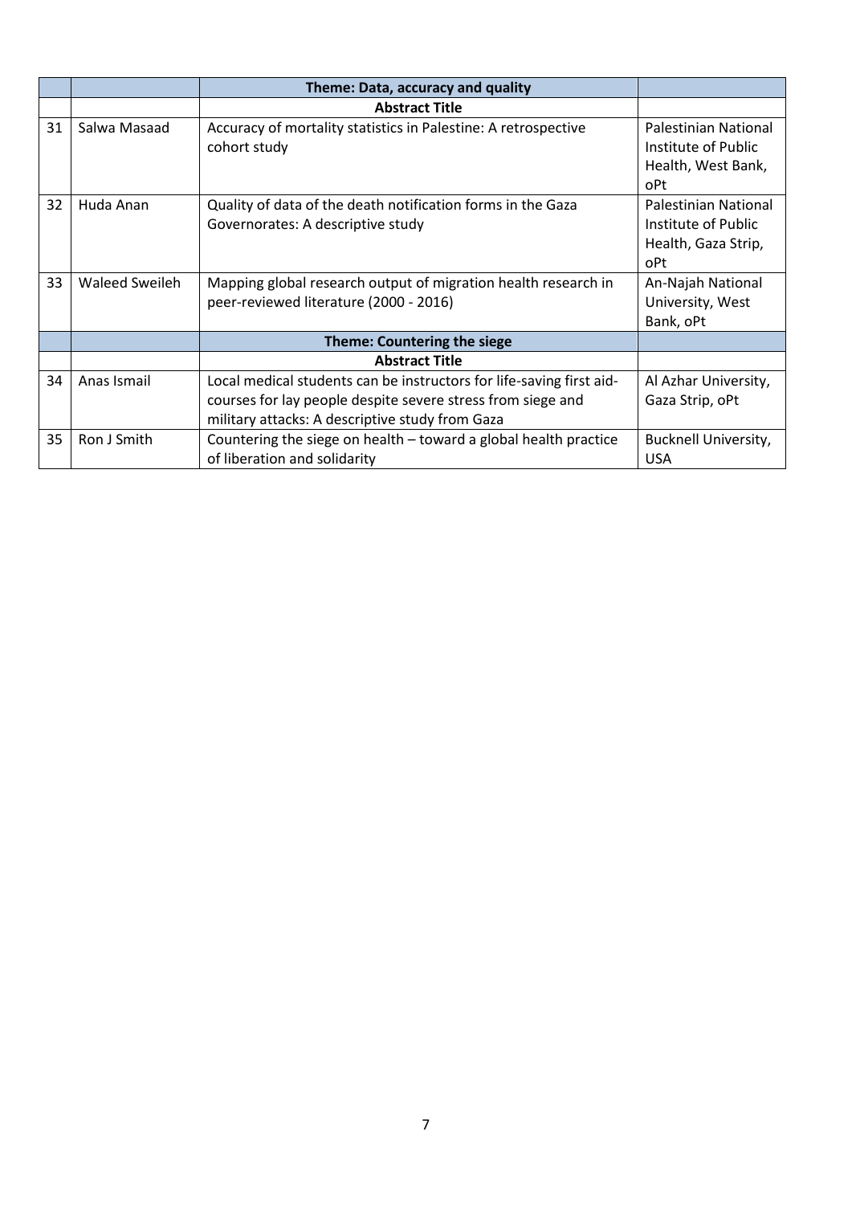| | | Theme: Data, accuracy and quality | |
|---|---|---|---|
| | | **Abstract Title** | |
| 31 | Salwa Masaad | Accuracy of mortality statistics in Palestine: A retrospective cohort study | Palestinian National Institute of Public Health, West Bank, oPt |
| 32 | Huda Anan | Quality of data of the death notification forms in the Gaza Governorates: A descriptive study | Palestinian National Institute of Public Health, Gaza Strip, oPt |
| 33 | Waleed Sweileh | Mapping global research output of migration health research in peer-reviewed literature (2000 - 2016) | An-Najah National University, West Bank, oPt |
| | | **Theme: Countering the siege** | |
| | | **Abstract Title** | |
| 34 | Anas Ismail | Local medical students can be instructors for life-saving first aid-courses for lay people despite severe stress from siege and military attacks: A descriptive study from Gaza | Al Azhar University, Gaza Strip, oPt |
| 35 | Ron J Smith | Countering the siege on health – toward a global health practice of liberation and solidarity | Bucknell University, USA |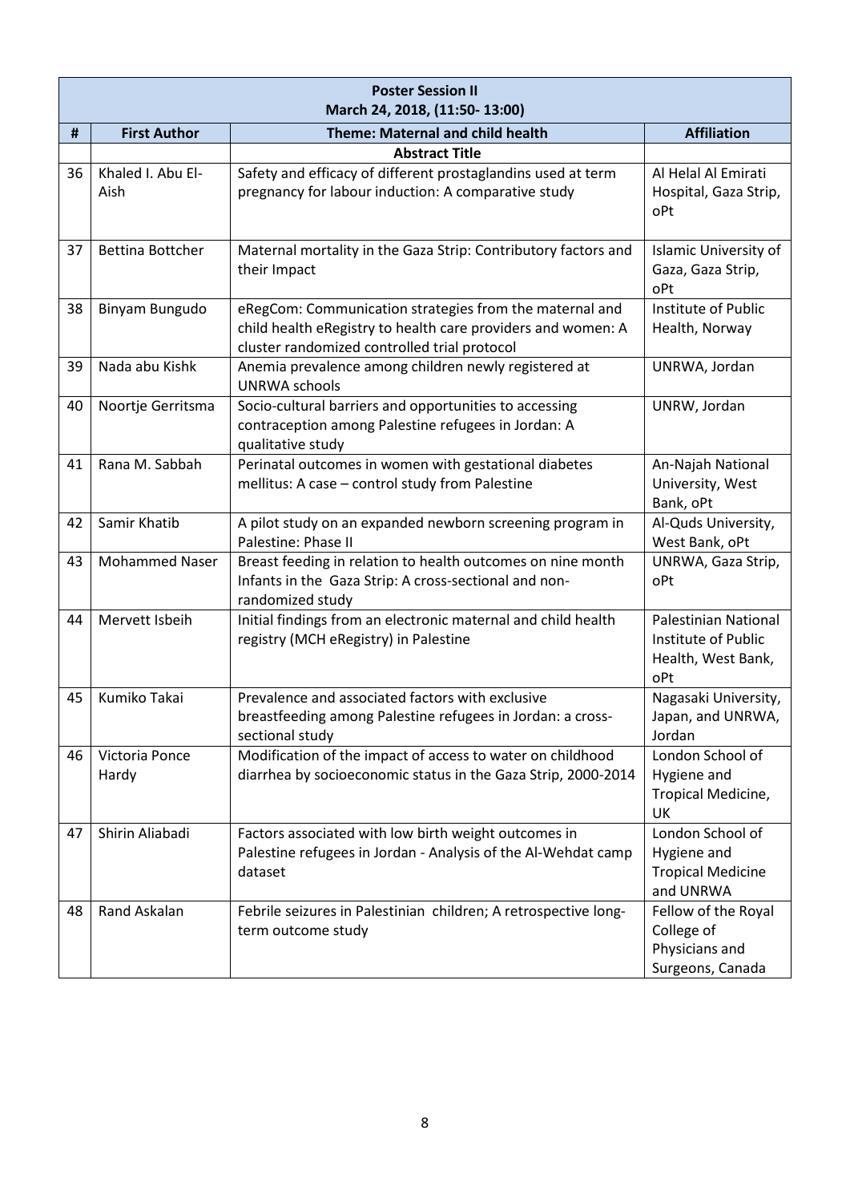| Poster Session II<br>March 24, 2018, (11:50- 13:00) | | | |
|---|---|---|---|
| **#** | **First Author** | **Theme: Maternal and child health** | **Affiliation** |
| | | **Abstract Title** | |
| 36 | Khaled I. Abu El-Aish | Safety and efficacy of different prostaglandins used at term pregnancy for labour induction: A comparative study | Al Helal Al Emirati Hospital, Gaza Strip, oPt |
| 37 | Bettina Bottcher | Maternal mortality in the Gaza Strip: Contributory factors and their Impact | Islamic University of Gaza, Gaza Strip, oPt |
| 38 | Binyam Bungudo | eRegCom: Communication strategies from the maternal and child health eRegistry to health care providers and women: A cluster randomized controlled trial protocol | Institute of Public Health, Norway |
| 39 | Nada abu Kishk | Anemia prevalence among children newly registered at UNRWA schools | UNRWA, Jordan |
| 40 | Noortje Gerritsma | Socio-cultural barriers and opportunities to accessing contraception among Palestine refugees in Jordan: A qualitative study | UNRW, Jordan |
| 41 | Rana M. Sabbah | Perinatal outcomes in women with gestational diabetes mellitus: A case – control study from Palestine | An-Najah National University, West Bank, oPt |
| 42 | Samir Khatib | A pilot study on an expanded newborn screening program in Palestine: Phase II | Al-Quds University, West Bank, oPt |
| 43 | Mohammed Naser | Breast feeding in relation to health outcomes on nine month Infants in the Gaza Strip: A cross-sectional and non-randomized study | UNRWA, Gaza Strip, oPt |
| 44 | Mervett Isbeih | Initial findings from an electronic maternal and child health registry (MCH eRegistry) in Palestine | Palestinian National Institute of Public Health, West Bank, oPt |
| 45 | Kumiko Takai | Prevalence and associated factors with exclusive breastfeeding among Palestine refugees in Jordan: a cross-sectional study | Nagasaki University, Japan, and UNRWA, Jordan |
| 46 | Victoria Ponce Hardy | Modification of the impact of access to water on childhood diarrhea by socioeconomic status in the Gaza Strip, 2000-2014 | London School of Hygiene and Tropical Medicine, UK |
| 47 | Shirin Aliabadi | Factors associated with low birth weight outcomes in Palestine refugees in Jordan - Analysis of the Al-Wehdat camp dataset | London School of Hygiene and Tropical Medicine and UNRWA |
| 48 | Rand Askalan | Febrile seizures in Palestinian children; A retrospective long-term outcome study | Fellow of the Royal College of Physicians and Surgeons, Canada |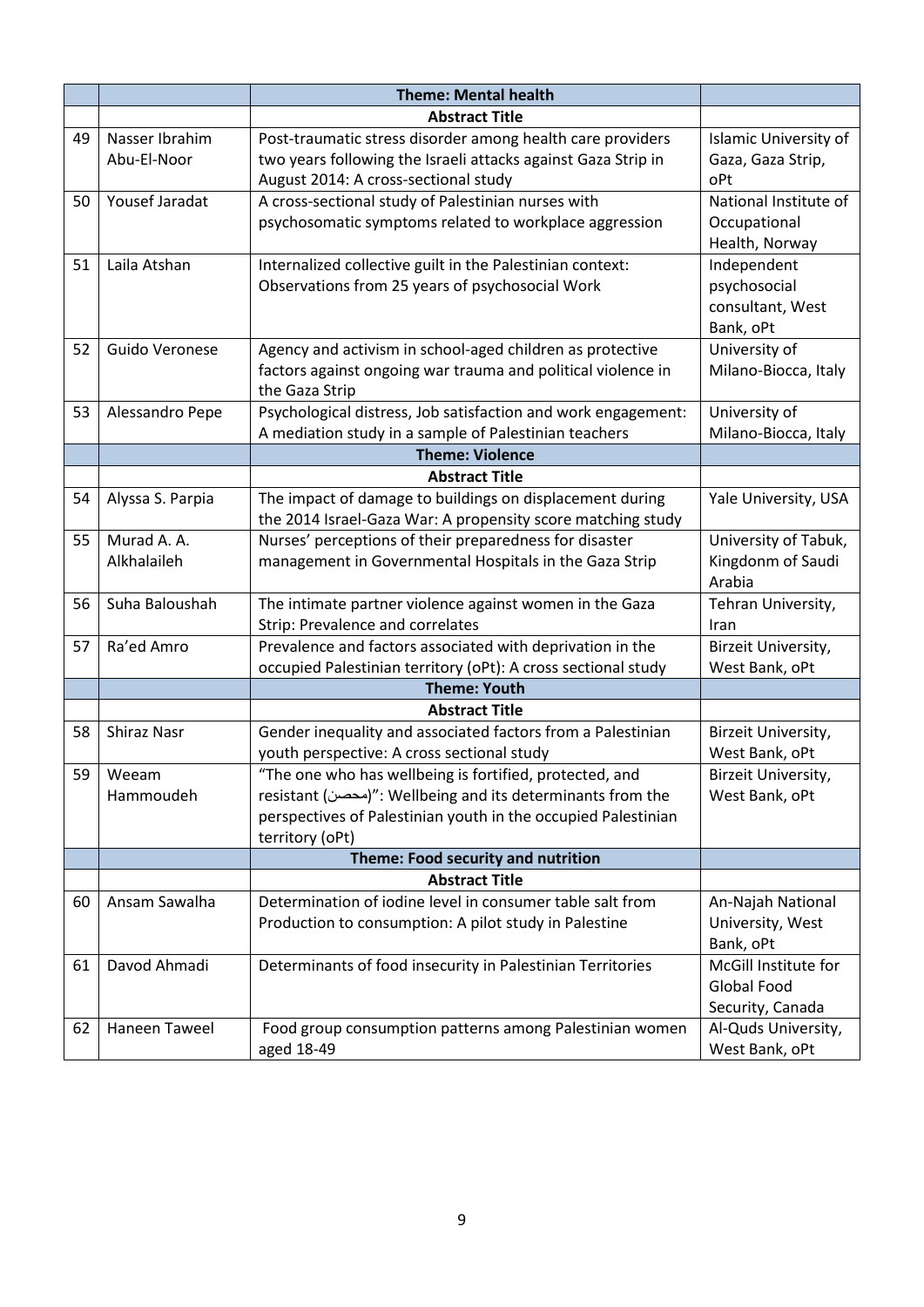| | | Theme: Mental health | |
|---|---|---|---|
| | | **Abstract Title** | |
| 49 | Nasser Ibrahim Abu-El-Noor | Post-traumatic stress disorder among health care providers two years following the Israeli attacks against Gaza Strip in August 2014: A cross-sectional study | Islamic University of Gaza, Gaza Strip, oPt |
| 50 | Yousef Jaradat | A cross-sectional study of Palestinian nurses with psychosomatic symptoms related to workplace aggression | National Institute of Occupational Health, Norway |
| 51 | Laila Atshan | Internalized collective guilt in the Palestinian context: Observations from 25 years of psychosocial Work | Independent psychosocial consultant, West Bank, oPt |
| 52 | Guido Veronese | Agency and activism in school-aged children as protective factors against ongoing war trauma and political violence in the Gaza Strip | University of Milano-Biocca, Italy |
| 53 | Alessandro Pepe | Psychological distress, Job satisfaction and work engagement: A mediation study in a sample of Palestinian teachers | University of Milano-Biocca, Italy |
| | | **Theme: Violence** | |
| | | **Abstract Title** | |
| 54 | Alyssa S. Parpia | The impact of damage to buildings on displacement during the 2014 Israel-Gaza War: A propensity score matching study | Yale University, USA |
| 55 | Murad A. A. Alkhalaileh | Nurses' perceptions of their preparedness for disaster management in Governmental Hospitals in the Gaza Strip | University of Tabuk, Kingdonm of Saudi Arabia |
| 56 | Suha Baloushah | The intimate partner violence against women in the Gaza Strip: Prevalence and correlates | Tehran University, Iran |
| 57 | Ra'ed Amro | Prevalence and factors associated with deprivation in the occupied Palestinian territory (oPt): A cross sectional study | Birzeit University, West Bank, oPt |
| | | **Theme: Youth** | |
| | | **Abstract Title** | |
| 58 | Shiraz Nasr | Gender inequality and associated factors from a Palestinian youth perspective: A cross sectional study | Birzeit University, West Bank, oPt |
| 59 | Weeam Hammoudeh | "The one who has wellbeing is fortified, protected, and resistant (محصن)": Wellbeing and its determinants from the perspectives of Palestinian youth in the occupied Palestinian territory (oPt) | Birzeit University, West Bank, oPt |
| | | **Theme: Food security and nutrition** | |
| | | **Abstract Title** | |
| 60 | Ansam Sawalha | Determination of iodine level in consumer table salt from Production to consumption: A pilot study in Palestine | An-Najah National University, West Bank, oPt |
| 61 | Davod Ahmadi | Determinants of food insecurity in Palestinian Territories | McGill Institute for Global Food Security, Canada |
| 62 | Haneen Taweel | Food group consumption patterns among Palestinian women aged 18-49 | Al-Quds University, West Bank, oPt |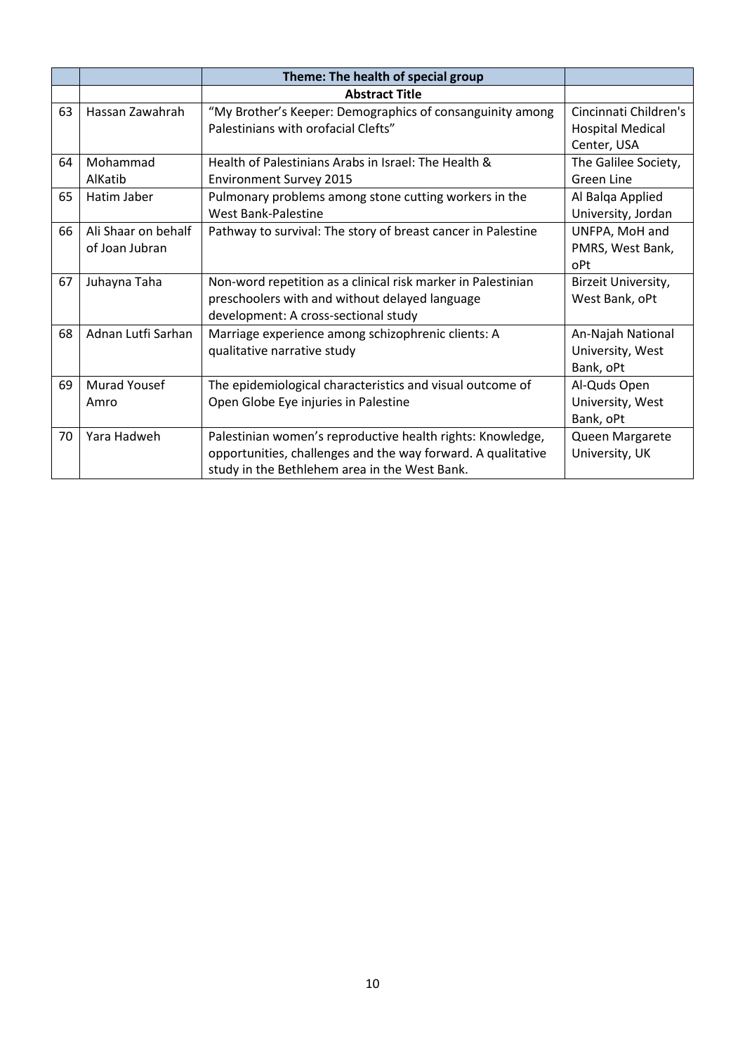| | | Theme: The health of special group | |
|---|---|---|---|
| | | **Abstract Title** | |
| 63 | Hassan Zawahrah | "My Brother's Keeper: Demographics of consanguinity among Palestinians with orofacial Clefts" | Cincinnati Children's Hospital Medical Center, USA |
| 64 | Mohammad AlKatib | Health of Palestinians Arabs in Israel: The Health & Environment Survey 2015 | The Galilee Society, Green Line |
| 65 | Hatim Jaber | Pulmonary problems among stone cutting workers in the West Bank-Palestine | Al Balqa Applied University, Jordan |
| 66 | Ali Shaar on behalf of Joan Jubran | Pathway to survival: The story of breast cancer in Palestine | UNFPA, MoH and PMRS, West Bank, oPt |
| 67 | Juhayna Taha | Non-word repetition as a clinical risk marker in Palestinian preschoolers with and without delayed language development: A cross-sectional study | Birzeit University, West Bank, oPt |
| 68 | Adnan Lutfi Sarhan | Marriage experience among schizophrenic clients: A qualitative narrative study | An-Najah National University, West Bank, oPt |
| 69 | Murad Yousef Amro | The epidemiological characteristics and visual outcome of Open Globe Eye injuries in Palestine | Al-Quds Open University, West Bank, oPt |
| 70 | Yara Hadweh | Palestinian women's reproductive health rights: Knowledge, opportunities, challenges and the way forward. A qualitative study in the Bethlehem area in the West Bank. | Queen Margarete University, UK |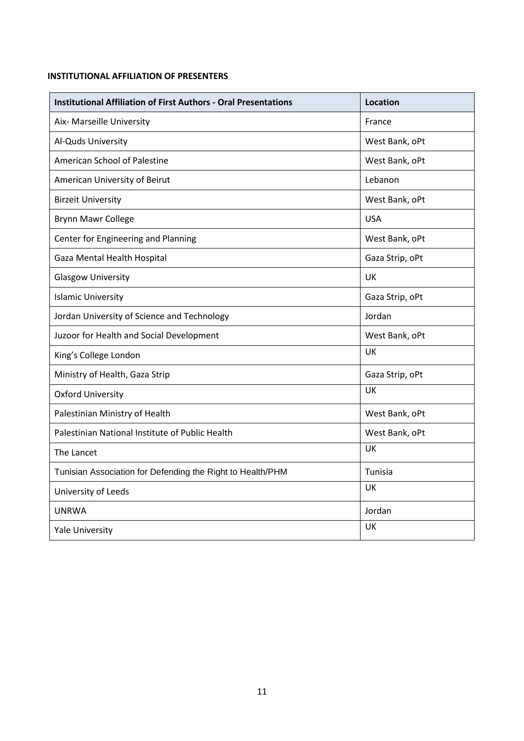**INSTITUTIONAL AFFILIATION OF PRESENTERS**

| Institutional Affiliation of First Authors - Oral Presentations | Location |
|---|---|
| Aix- Marseille University | France |
| Al-Quds University | West Bank, oPt |
| American School of Palestine | West Bank, oPt |
| American University of Beirut | Lebanon |
| Birzeit University | West Bank, oPt |
| Brynn Mawr College | USA |
| Center for Engineering and Planning | West Bank, oPt |
| Gaza Mental Health Hospital | Gaza Strip, oPt |
| Glasgow University | UK |
| Islamic University | Gaza Strip, oPt |
| Jordan University of Science and Technology | Jordan |
| Juzoor for Health and Social Development | West Bank, oPt |
| King's College London | UK |
| Ministry of Health, Gaza Strip | Gaza Strip, oPt |
| Oxford University | UK |
| Palestinian Ministry of Health | West Bank, oPt |
| Palestinian National Institute of Public Health | West Bank, oPt |
| The Lancet | UK |
| Tunisian Association for Defending the Right to Health/PHM | Tunisia |
| University of Leeds | UK |
| UNRWA | Jordan |
| Yale University | UK |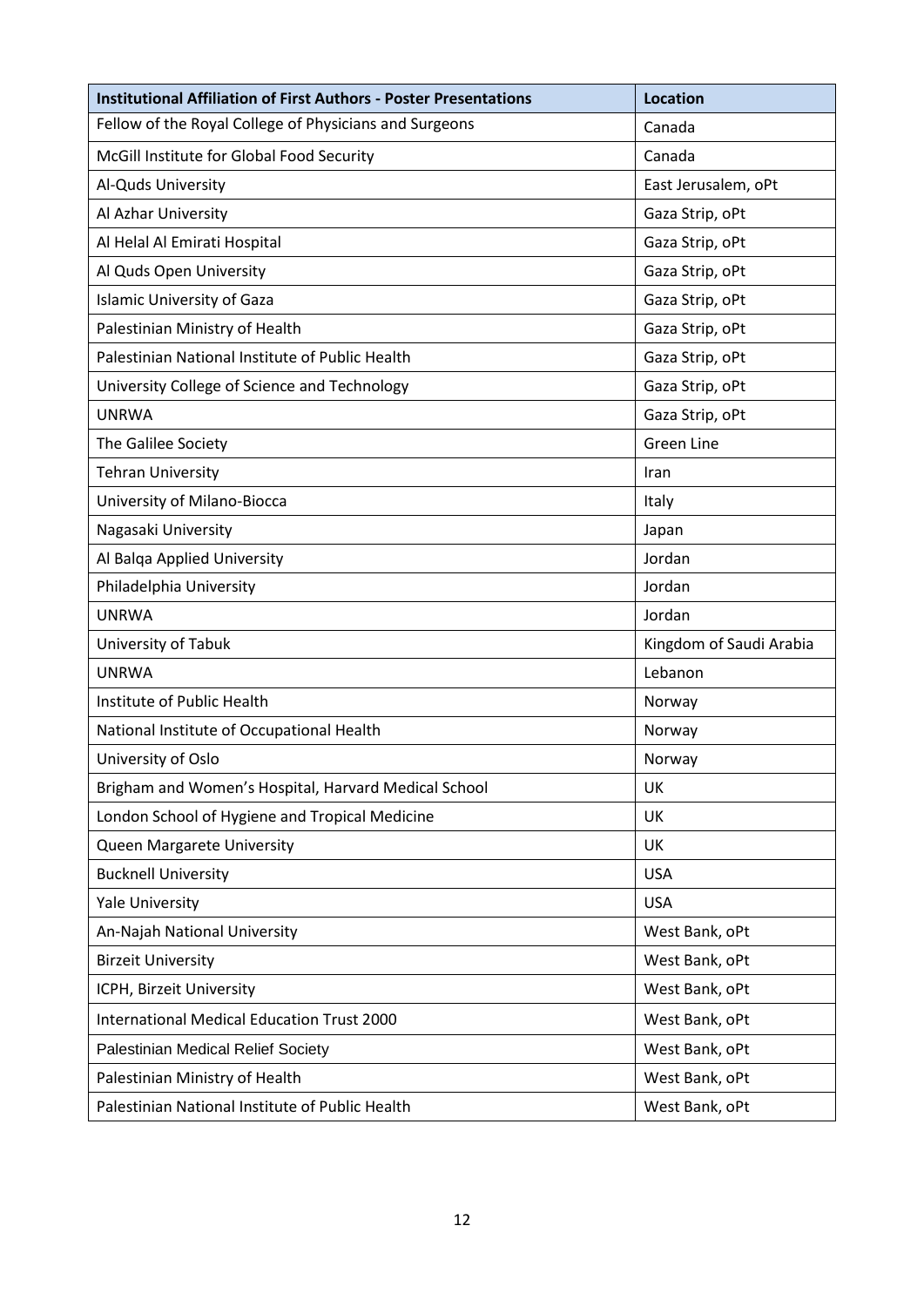| Institutional Affiliation of First Authors - Poster Presentations | Location |
|---|---|
| Fellow of the Royal College of Physicians and Surgeons | Canada |
| McGill Institute for Global Food Security | Canada |
| Al-Quds University | East Jerusalem, oPt |
| Al Azhar University | Gaza Strip, oPt |
| Al Helal Al Emirati Hospital | Gaza Strip, oPt |
| Al Quds Open University | Gaza Strip, oPt |
| Islamic University of Gaza | Gaza Strip, oPt |
| Palestinian Ministry of Health | Gaza Strip, oPt |
| Palestinian National Institute of Public Health | Gaza Strip, oPt |
| University College of Science and Technology | Gaza Strip, oPt |
| UNRWA | Gaza Strip, oPt |
| The Galilee Society | Green Line |
| Tehran University | Iran |
| University of Milano-Biocca | Italy |
| Nagasaki University | Japan |
| Al Balqa Applied University | Jordan |
| Philadelphia University | Jordan |
| UNRWA | Jordan |
| University of Tabuk | Kingdom of Saudi Arabia |
| UNRWA | Lebanon |
| Institute of Public Health | Norway |
| National Institute of Occupational Health | Norway |
| University of Oslo | Norway |
| Brigham and Women's Hospital, Harvard Medical School | UK |
| London School of Hygiene and Tropical Medicine | UK |
| Queen Margarete University | UK |
| Bucknell University | USA |
| Yale University | USA |
| An-Najah National University | West Bank, oPt |
| Birzeit University | West Bank, oPt |
| ICPH, Birzeit University | West Bank, oPt |
| International Medical Education Trust 2000 | West Bank, oPt |
| Palestinian Medical Relief Society | West Bank, oPt |
| Palestinian Ministry of Health | West Bank, oPt |
| Palestinian National Institute of Public Health | West Bank, oPt |